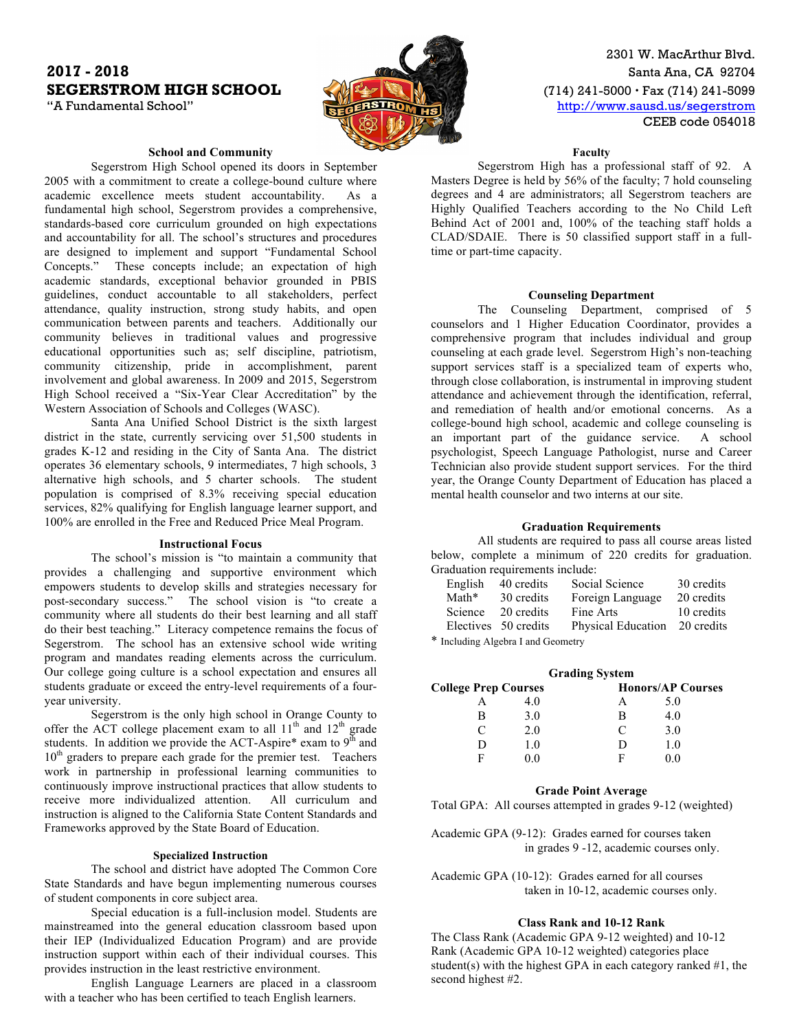# 2017 - 2018
# SEGERSTROM HIGH SCHOOL
"A Fundamental School"

2301 W. MacArthur Blvd.
Santa Ana, CA 92704
(714) 241-5000 • Fax (714) 241-5099
http://www.sausd.us/segerstrom
CEEB code 054018

### School and Community

Segerstrom High School opened its doors in September 2005 with a commitment to create a college-bound culture where academic excellence meets student accountability. As a fundamental high school, Segerstrom provides a comprehensive, standards-based core curriculum grounded on high expectations and accountability for all. The school's structures and procedures are designed to implement and support "Fundamental School Concepts." These concepts include; an expectation of high academic standards, exceptional behavior grounded in PBIS guidelines, conduct accountable to all stakeholders, perfect attendance, quality instruction, strong study habits, and open communication between parents and teachers. Additionally our community believes in traditional values and progressive educational opportunities such as; self discipline, patriotism, community citizenship, pride in accomplishment, parent involvement and global awareness. In 2009 and 2015, Segerstrom High School received a "Six-Year Clear Accreditation" by the Western Association of Schools and Colleges (WASC).

Santa Ana Unified School District is the sixth largest district in the state, currently servicing over 51,500 students in grades K-12 and residing in the City of Santa Ana. The district operates 36 elementary schools, 9 intermediates, 7 high schools, 3 alternative high schools, and 5 charter schools. The student population is comprised of 8.3% receiving special education services, 82% qualifying for English language learner support, and 100% are enrolled in the Free and Reduced Price Meal Program.

### Instructional Focus

The school's mission is "to maintain a community that provides a challenging and supportive environment which empowers students to develop skills and strategies necessary for post-secondary success." The school vision is "to create a community where all students do their best learning and all staff do their best teaching." Literacy competence remains the focus of Segerstrom. The school has an extensive school wide writing program and mandates reading elements across the curriculum. Our college going culture is a school expectation and ensures all students graduate or exceed the entry-level requirements of a four-year university.

Segerstrom is the only high school in Orange County to offer the ACT college placement exam to all 11th and 12th grade students. In addition we provide the ACT-Aspire* exam to 9th and 10th graders to prepare each grade for the premier test. Teachers work in partnership in professional learning communities to continuously improve instructional practices that allow students to receive more individualized attention. All curriculum and instruction is aligned to the California State Content Standards and Frameworks approved by the State Board of Education.

### Specialized Instruction

The school and district have adopted The Common Core State Standards and have begun implementing numerous courses of student components in core subject area.

Special education is a full-inclusion model. Students are mainstreamed into the general education classroom based upon their IEP (Individualized Education Program) and are provide instruction support within each of their individual courses. This provides instruction in the least restrictive environment.

English Language Learners are placed in a classroom with a teacher who has been certified to teach English learners.

### Faculty

Segerstrom High has a professional staff of 92. A Masters Degree is held by 56% of the faculty; 7 hold counseling degrees and 4 are administrators; all Segerstrom teachers are Highly Qualified Teachers according to the No Child Left Behind Act of 2001 and, 100% of the teaching staff holds a CLAD/SDAIE. There is 50 classified support staff in a full-time or part-time capacity.

### Counseling Department

The Counseling Department, comprised of 5 counselors and 1 Higher Education Coordinator, provides a comprehensive program that includes individual and group counseling at each grade level. Segerstrom High's non-teaching support services staff is a specialized team of experts who, through close collaboration, is instrumental in improving student attendance and achievement through the identification, referral, and remediation of health and/or emotional concerns. As a college-bound high school, academic and college counseling is an important part of the guidance service. A school psychologist, Speech Language Pathologist, nurse and Career Technician also provide student support services. For the third year, the Orange County Department of Education has placed a mental health counselor and two interns at our site.

### Graduation Requirements

All students are required to pass all course areas listed below, complete a minimum of 220 credits for graduation. Graduation requirements include:

| | | | |
|---|---|---|---|
| English | 40 credits | Social Science | 30 credits |
| Math* | 30 credits | Foreign Language | 20 credits |
| Science | 20 credits | Fine Arts | 10 credits |
| Electives | 50 credits | Physical Education | 20 credits |

\* Including Algebra I and Geometry

### Grading System

| College Prep Courses | | Honors/AP Courses | |
|---|---|---|---|
| A | 4.0 | A | 5.0 |
| B | 3.0 | B | 4.0 |
| C | 2.0 | C | 3.0 |
| D | 1.0 | D | 1.0 |
| F | 0.0 | F | 0.0 |

### Grade Point Average

Total GPA: All courses attempted in grades 9-12 (weighted)

Academic GPA (9-12): Grades earned for courses taken in grades 9 -12, academic courses only.

Academic GPA (10-12): Grades earned for all courses taken in 10-12, academic courses only.

### Class Rank and 10-12 Rank

The Class Rank (Academic GPA 9-12 weighted) and 10-12 Rank (Academic GPA 10-12 weighted) categories place student(s) with the highest GPA in each category ranked #1, the second highest #2.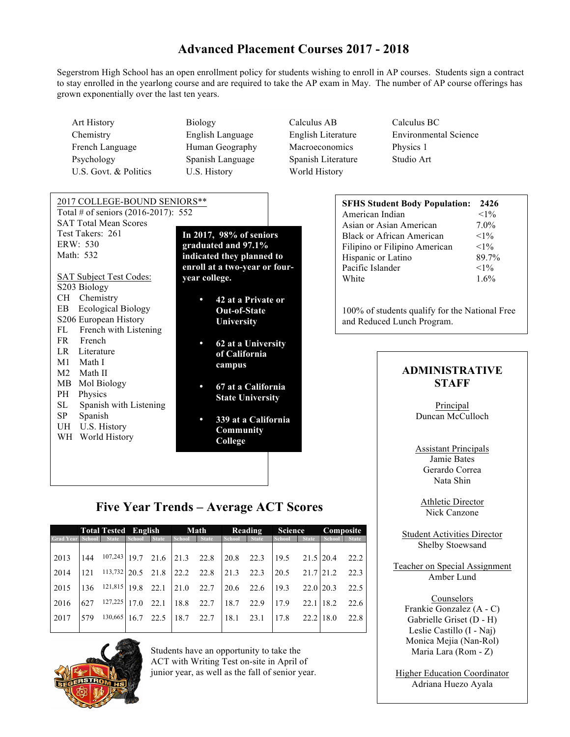# Advanced Placement Courses 2017 - 2018

Segerstrom High School has an open enrollment policy for students wishing to enroll in AP courses. Students sign a contract to stay enrolled in the yearlong course and are required to take the AP exam in May. The number of AP course offerings has grown exponentially over the last ten years.

| | | | |
|---|---|---|---|
| Art History | Biology | Calculus AB | Calculus BC |
| Chemistry | English Language | English Literature | Environmental Science |
| French Language | Human Geography | Macroeconomics | Physics 1 |
| Psychology | Spanish Language | Spanish Literature | Studio Art |
| U.S. Govt. & Politics | U.S. History | World History | |

2017 COLLEGE-BOUND SENIORS**

Total # of seniors (2016-2017): 552

SAT Total Mean Scores

Test Takers: 261

ERW: 530

Math: 532

SAT Subject Test Codes:

- S203 Biology
- CH Chemistry
- EB Ecological Biology
- S206 European History
- FL French with Listening
- FR French
- LR Literature
- M1 Math I
- M2 Math II
- MB Mol Biology
- PH Physics
- SL Spanish with Listening
- SP Spanish
- UH U.S. History
- WH World History

**In 2017, 98% of seniors graduated and 97.1% indicated they planned to enroll at a two-year or four-year college.**

- **42 at a Private or Out-of-State University**
- **62 at a University of California campus**
- **67 at a California State University**
- **339 at a California Community College**

| **SFHS Student Body Population:** | **2426** |
|---|---|
| American Indian | <1% |
| Asian or Asian American | 7.0% |
| Black or African American | <1% |
| Filipino or Filipino American | <1% |
| Hispanic or Latino | 89.7% |
| Pacific Islander | <1% |
| White | 1.6% |

100% of students qualify for the National Free and Reduced Lunch Program.

## ADMINISTRATIVE STAFF

Principal
Duncan McCulloch

Assistant Principals
Jamie Bates
Gerardo Correa
Nata Shin

Athletic Director
Nick Canzone

Student Activities Director
Shelby Stoewsand

Teacher on Special Assignment
Amber Lund

Counselors
Frankie Gonzalez (A - C)
Gabrielle Griset (D - H)
Leslie Castillo (I - Naj)
Monica Mejia (Nan-Rol)
Maria Lara (Rom - Z)

Higher Education Coordinator
Adriana Huezo Ayala

## Five Year Trends – Average ACT Scores

| | Total Tested | | English | | Math | | Reading | | Science | | Composite | |
|---|---|---|---|---|---|---|---|---|---|---|---|---|
| Grad Year | School | State | School | State | School | State | School | State | School | State | School | State |
| 2013 | 144 | 107,243 | 19.7 | 21.6 | 21.3 | 22.8 | 20.8 | 22.3 | 19.5 | 21.5 | 20.4 | 22.2 |
| 2014 | 121 | 113,732 | 20.5 | 21.8 | 22.2 | 22.8 | 21.3 | 22.3 | 20.5 | 21.7 | 21.2 | 22.3 |
| 2015 | 136 | 121,815 | 19.8 | 22.1 | 21.0 | 22.7 | 20.6 | 22.6 | 19.3 | 22.0 | 20.3 | 22.5 |
| 2016 | 627 | 127,225 | 17.0 | 22.1 | 18.8 | 22.7 | 18.7 | 22.9 | 17.9 | 22.1 | 18.2 | 22.6 |
| 2017 | 579 | 130,665 | 16.7 | 22.5 | 18.7 | 22.7 | 18.1 | 23.1 | 17.8 | 22.2 | 18.0 | 22.8 |

Students have an opportunity to take the ACT with Writing Test on-site in April of junior year, as well as the fall of senior year.